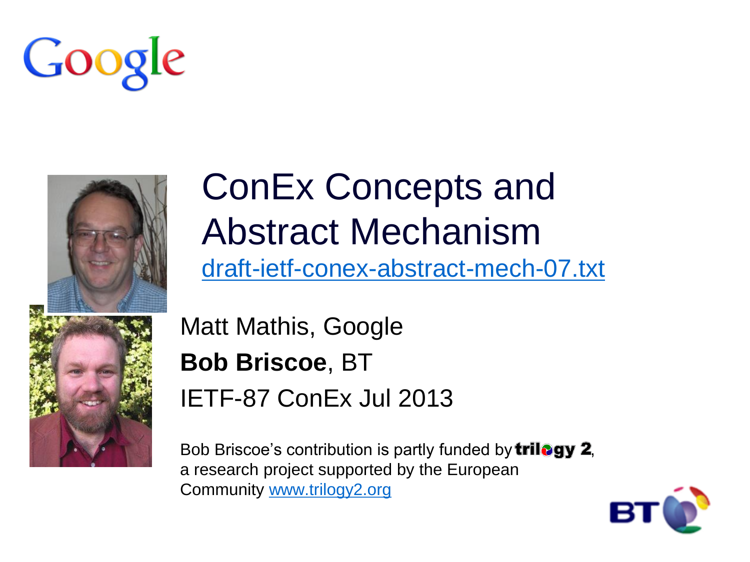# ConEx Concepts and Abstract Mechanism

draft-ietf-conex-abstract-mech-07.txt

Matt Mathis, Google

**Bob Briscoe**, BT

IETF-87 ConEx Jul 2013

Bob Briscoe's contribution is partly funded by trilogy 2, a research project supported by the European Community www.trilogy2.org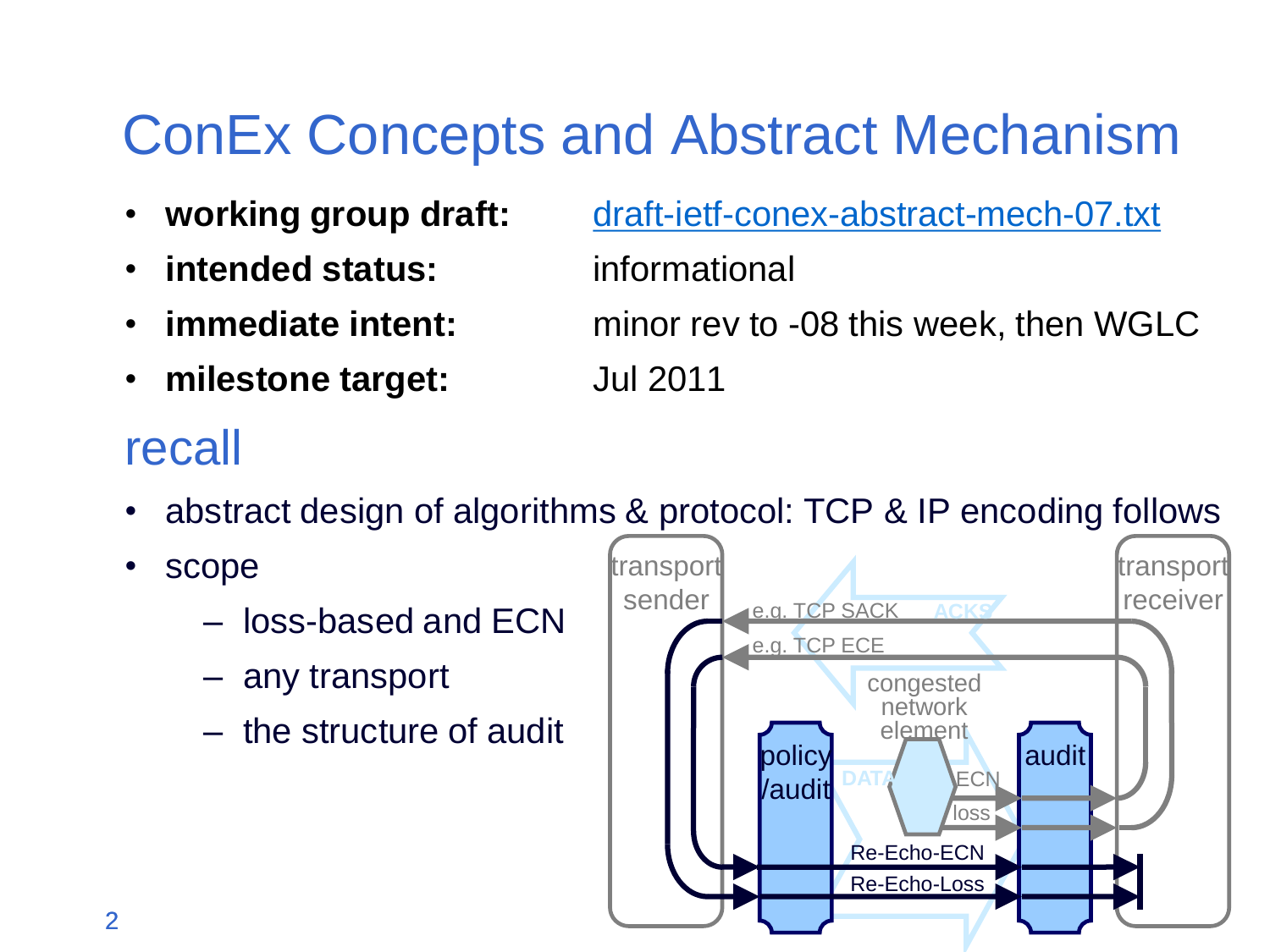# ConEx Concepts and Abstract Mechanism

- **working group draft:** draft-ietf-conex-abstract-mech-07.txt
- **intended status:** informational
- **immediate intent:** minor rev to -08 this week, then WGLC
- **milestone target:** Jul 2011

## recall

- abstract design of algorithms & protocol: TCP & IP encoding follows
- scope
  - loss-based and ECN
  - any transport
  - the structure of audit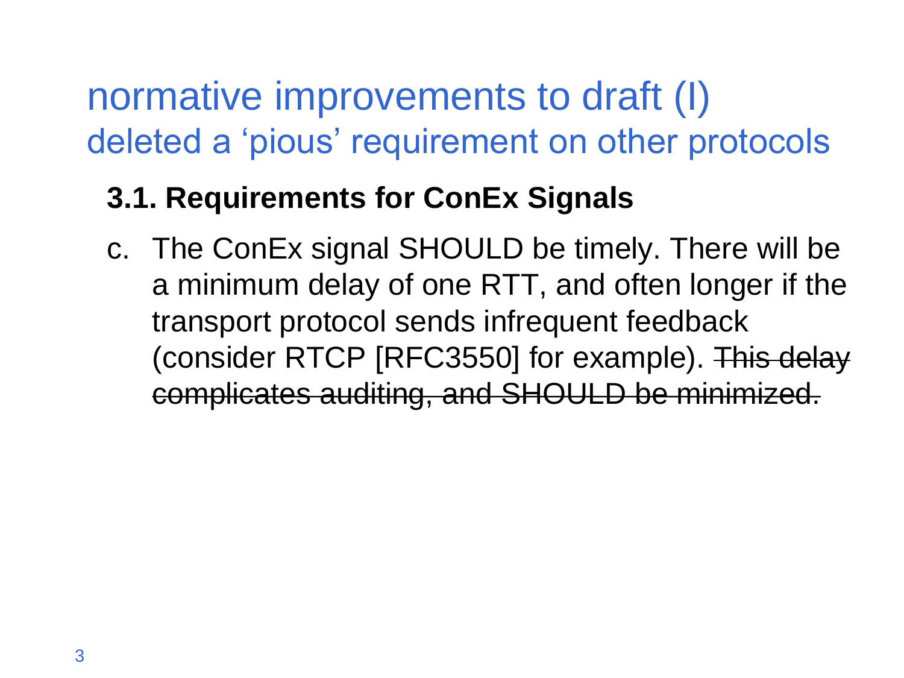# normative improvements to draft (I)

## deleted a 'pious' requirement on other protocols

### 3.1. Requirements for ConEx Signals

c. The ConEx signal SHOULD be timely. There will be a minimum delay of one RTT, and often longer if the transport protocol sends infrequent feedback (consider RTCP [RFC3550] for example). ~~This delay complicates auditing, and SHOULD be minimized.~~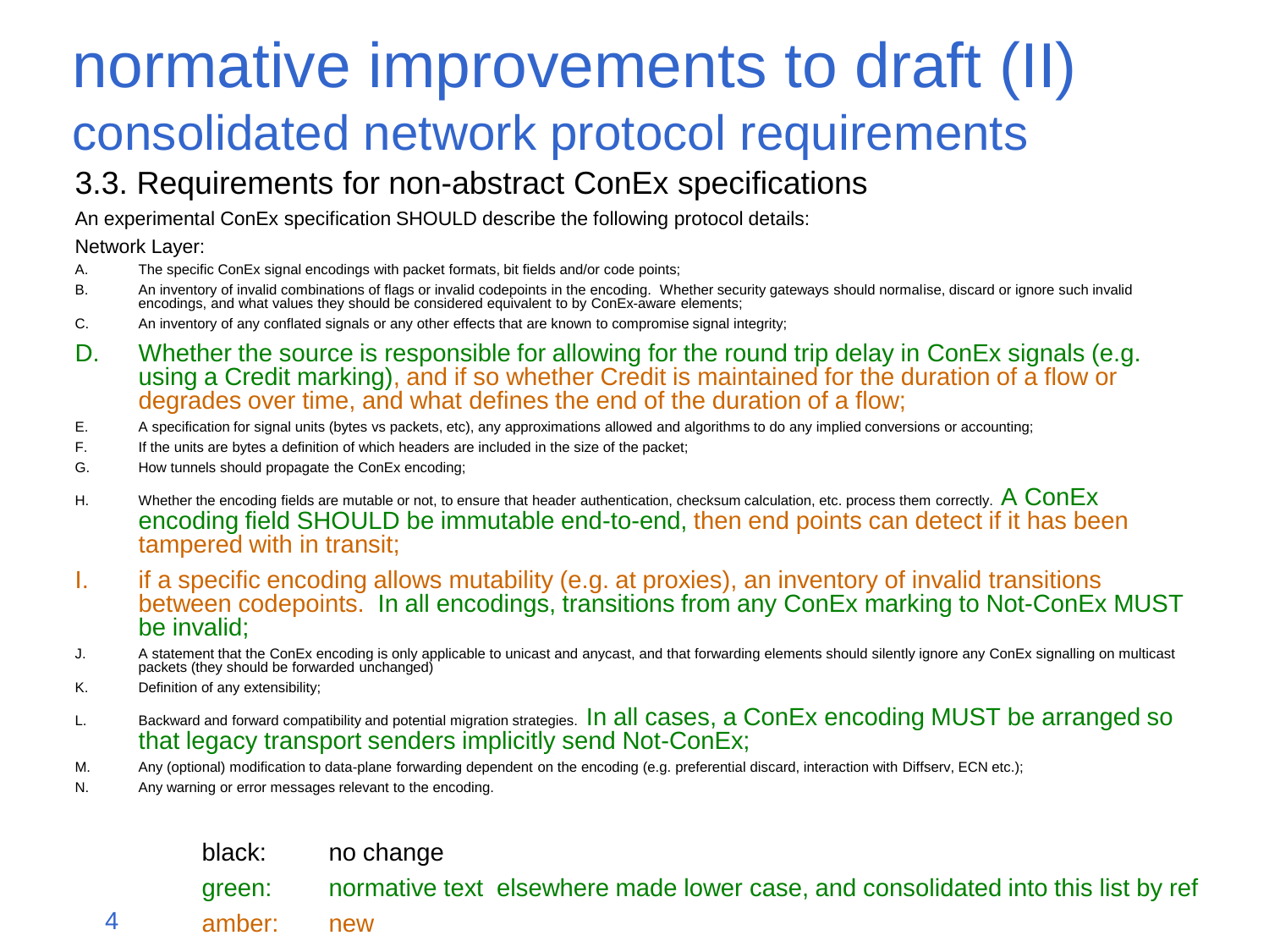# normative improvements to draft (II)

## consolidated network protocol requirements

### 3.3. Requirements for non-abstract ConEx specifications

An experimental ConEx specification SHOULD describe the following protocol details:

Network Layer:

A. The specific ConEx signal encodings with packet formats, bit fields and/or code points;

B. An inventory of invalid combinations of flags or invalid codepoints in the encoding. Whether security gateways should normalise, discard or ignore such invalid encodings, and what values they should be considered equivalent to by ConEx-aware elements;

C. An inventory of any conflated signals or any other effects that are known to compromise signal integrity;

D. Whether the source is responsible for allowing for the round trip delay in ConEx signals (e.g. using a Credit marking), and if so whether Credit is maintained for the duration of a flow or degrades over time, and what defines the end of the duration of a flow;

E. A specification for signal units (bytes vs packets, etc), any approximations allowed and algorithms to do any implied conversions or accounting;

F. If the units are bytes a definition of which headers are included in the size of the packet;

G. How tunnels should propagate the ConEx encoding;

H. Whether the encoding fields are mutable or not, to ensure that header authentication, checksum calculation, etc. process them correctly. A ConEx encoding field SHOULD be immutable end-to-end, then end points can detect if it has been tampered with in transit;

I. if a specific encoding allows mutability (e.g. at proxies), an inventory of invalid transitions between codepoints. In all encodings, transitions from any ConEx marking to Not-ConEx MUST be invalid;

J. A statement that the ConEx encoding is only applicable to unicast and anycast, and that forwarding elements should silently ignore any ConEx signalling on multicast packets (they should be forwarded unchanged)

K. Definition of any extensibility;

L. Backward and forward compatibility and potential migration strategies. In all cases, a ConEx encoding MUST be arranged so that legacy transport senders implicitly send Not-ConEx;

M. Any (optional) modification to data-plane forwarding dependent on the encoding (e.g. preferential discard, interaction with Diffserv, ECN etc.);

N. Any warning or error messages relevant to the encoding.

| | |
|---|---|
| black: | no change |
| green: | normative text elsewhere made lower case, and consolidated into this list by ref |
| amber: | new |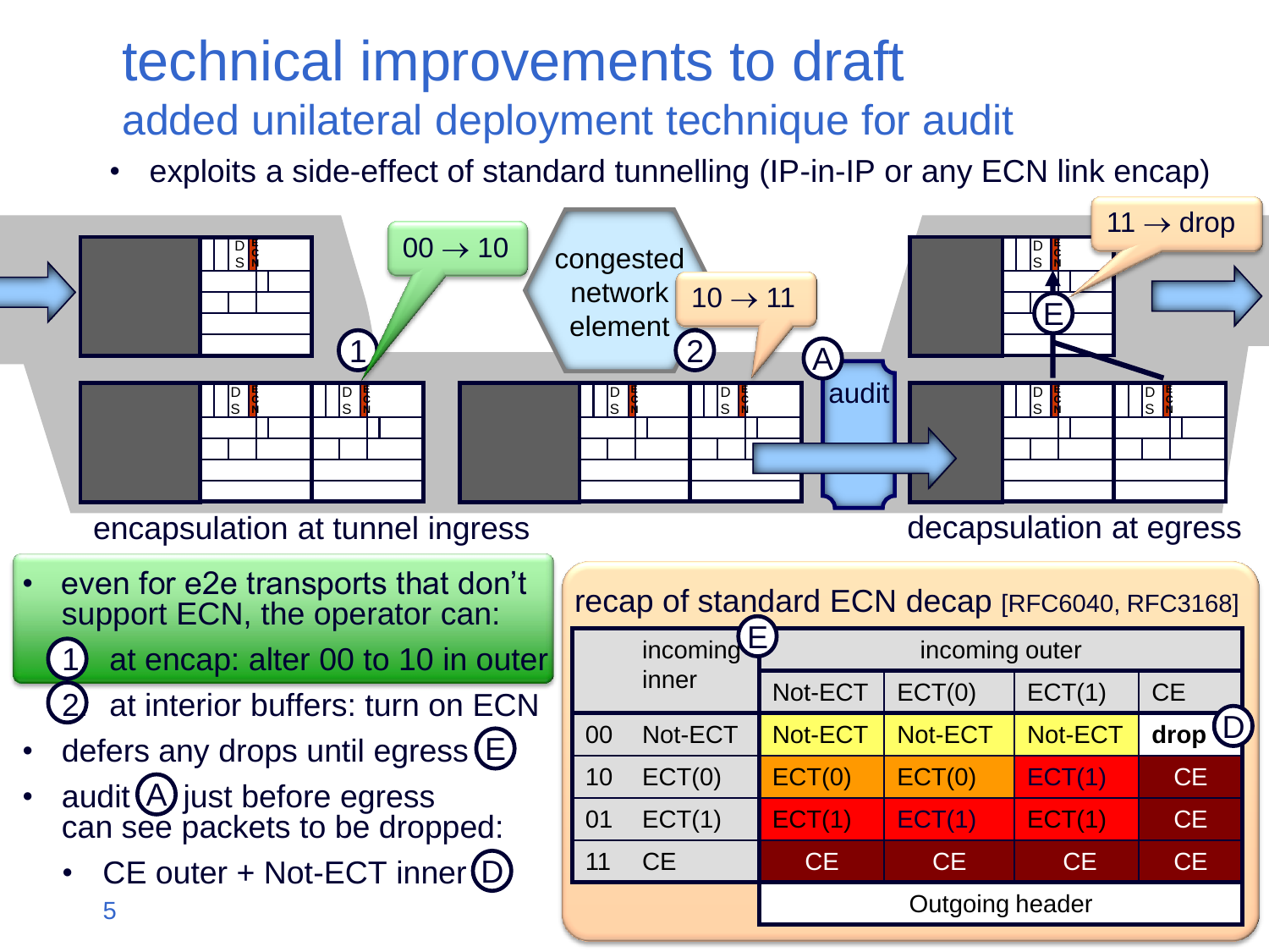# technical improvements to draft

## added unilateral deployment technique for audit

- exploits a side-effect of standard tunnelling (IP-in-IP or any ECN link encap)

00 → 10

congested network element

10 → 11

audit

11 → drop

encapsulation at tunnel ingress

decapsulation at egress

- even for e2e transports that don't support ECN, the operator can:
  1. at encap: alter 00 to 10 in outer
  2. at interior buffers: turn on ECN
- defers any drops until egress (E)
- audit (A) just before egress can see packets to be dropped:
  - CE outer + Not-ECT inner (D)

### recap of standard ECN decap [RFC6040, RFC3168]

| incoming inner | | incoming outer | | | |
|---|---|---|---|---|---|
| | | Not-ECT | ECT(0) | ECT(1) | CE |
| 00 | Not-ECT | Not-ECT | Not-ECT | Not-ECT | **drop** |
| 10 | ECT(0) | ECT(0) | ECT(0) | ECT(1) | CE |
| 01 | ECT(1) | ECT(1) | ECT(1) | ECT(1) | CE |
| 11 | CE | CE | CE | CE | CE |
| | | Outgoing header | | | |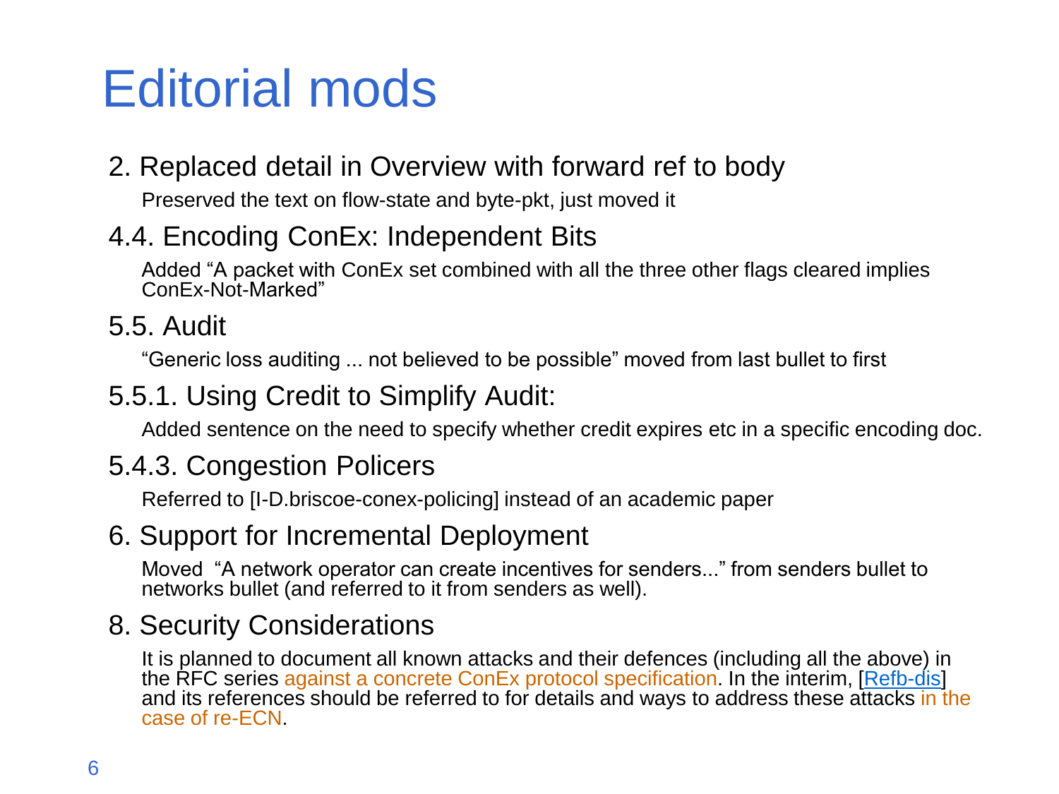# Editorial mods

## 2. Replaced detail in Overview with forward ref to body

Preserved the text on flow-state and byte-pkt, just moved it

## 4.4. Encoding ConEx: Independent Bits

Added "A packet with ConEx set combined with all the three other flags cleared implies ConEx-Not-Marked"

## 5.5. Audit

"Generic loss auditing ... not believed to be possible" moved from last bullet to first

## 5.5.1. Using Credit to Simplify Audit:

Added sentence on the need to specify whether credit expires etc in a specific encoding doc.

## 5.4.3. Congestion Policers

Referred to [I-D.briscoe-conex-policing] instead of an academic paper

## 6. Support for Incremental Deployment

Moved "A network operator can create incentives for senders..." from senders bullet to networks bullet (and referred to it from senders as well).

## 8. Security Considerations

It is planned to document all known attacks and their defences (including all the above) in the RFC series against a concrete ConEx protocol specification. In the interim, [Refb-dis] and its references should be referred to for details and ways to address these attacks in the case of re-ECN.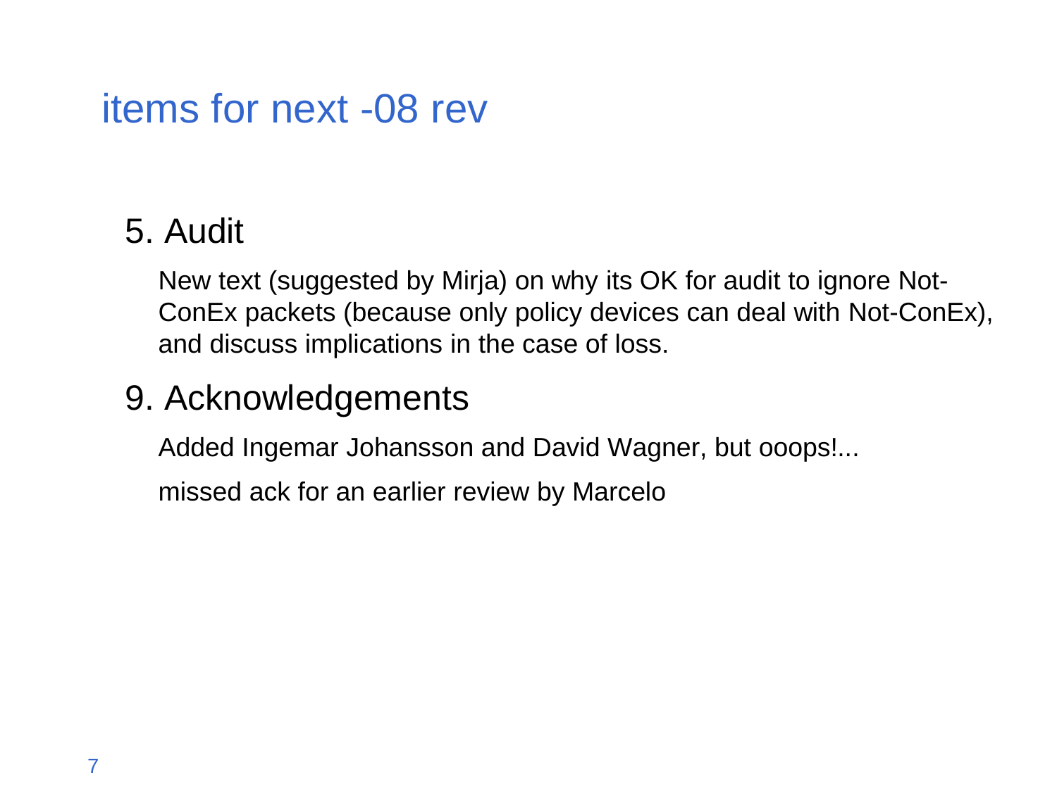# items for next -08 rev

## 5. Audit

New text (suggested by Mirja) on why its OK for audit to ignore Not-ConEx packets (because only policy devices can deal with Not-ConEx), and discuss implications in the case of loss.

## 9. Acknowledgements

Added Ingemar Johansson and David Wagner, but ooops!...

missed ack for an earlier review by Marcelo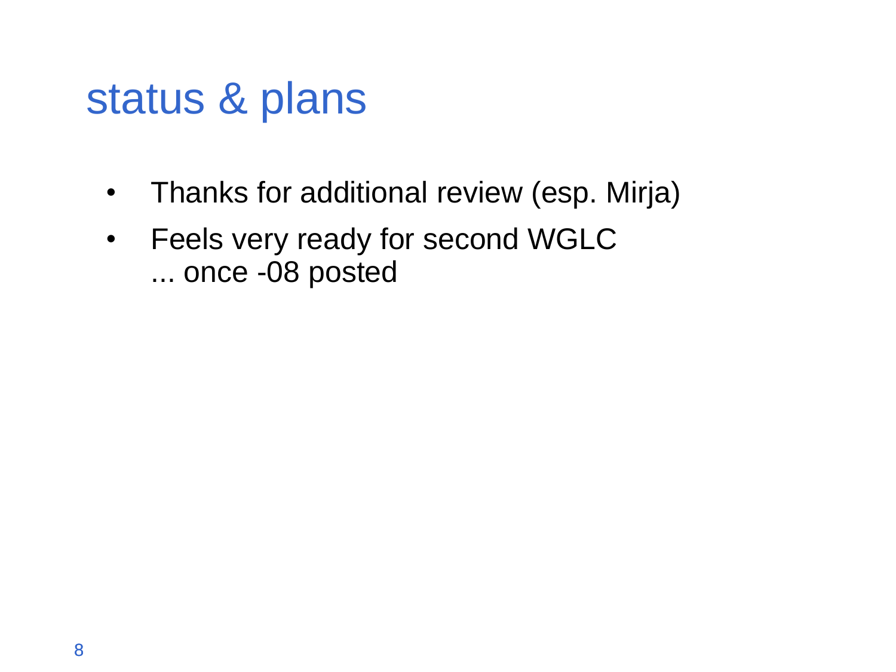# status & plans

- Thanks for additional review (esp. Mirja)
- Feels very ready for second WGLC
  ... once -08 posted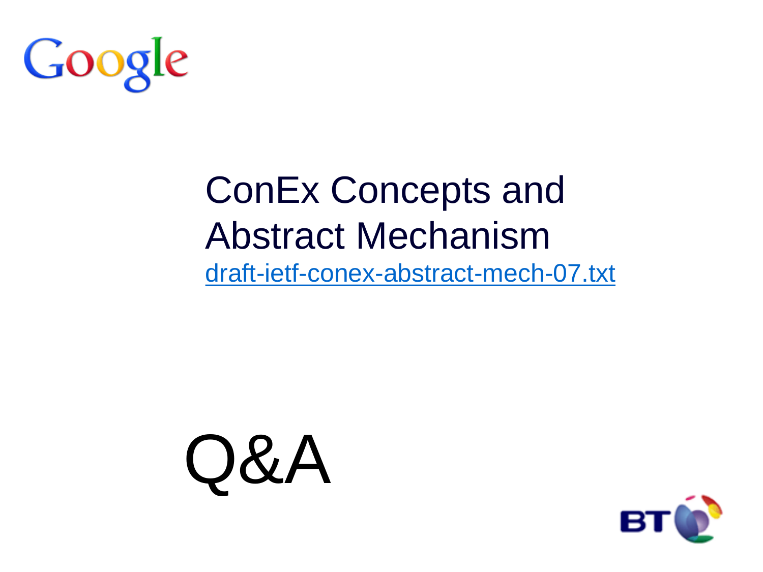# ConEx Concepts and Abstract Mechanism

[draft-ietf-conex-abstract-mech-07.txt](draft-ietf-conex-abstract-mech-07.txt)

# Q&A